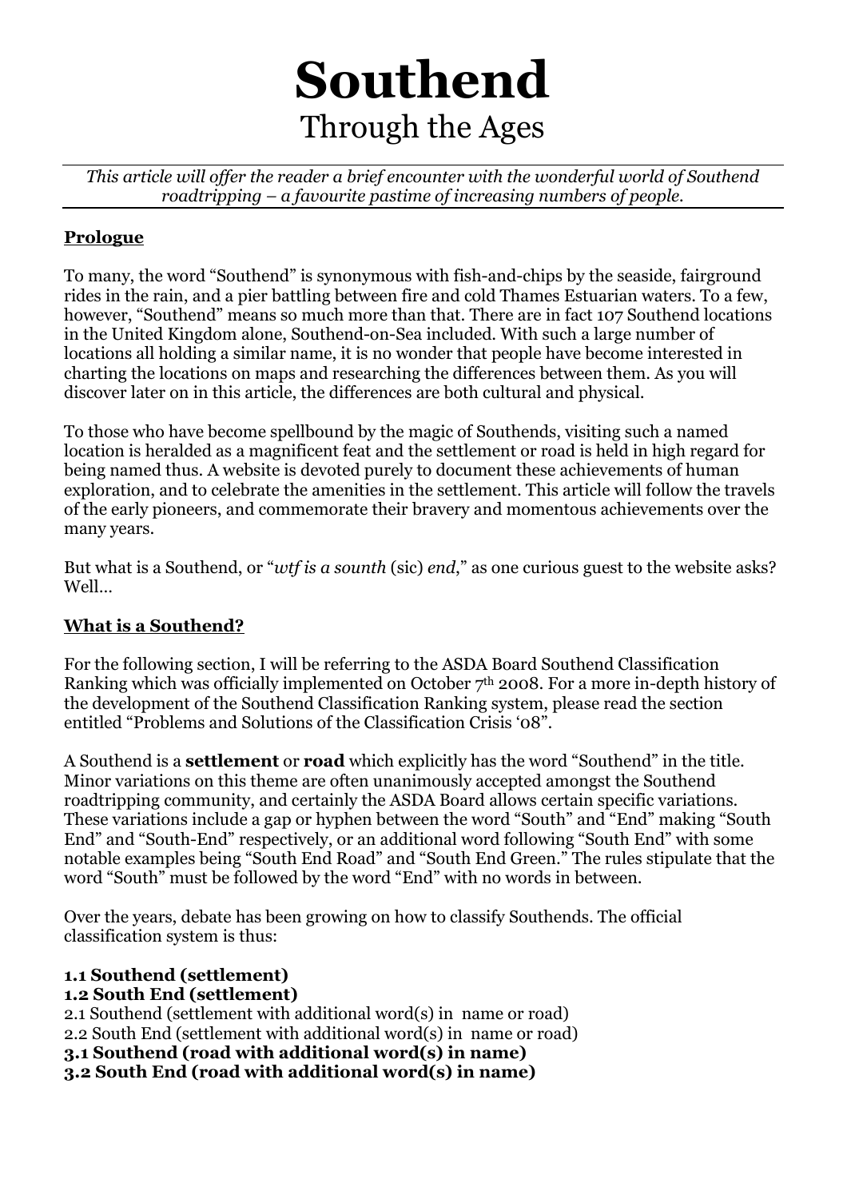# Southend

## Through the Ages

*This article will offer the reader a brief encounter with the wonderful world of Southend roadtripping – a favourite pastime of increasing numbers of people.*

### Prologue

To many, the word "Southend" is synonymous with fish-and-chips by the seaside, fairground rides in the rain, and a pier battling between fire and cold Thames Estuarian waters. To a few, however, "Southend" means so much more than that. There are in fact 107 Southend locations in the United Kingdom alone, Southend-on-Sea included. With such a large number of locations all holding a similar name, it is no wonder that people have become interested in charting the locations on maps and researching the differences between them. As you will discover later on in this article, the differences are both cultural and physical.

To those who have become spellbound by the magic of Southends, visiting such a named location is heralded as a magnificent feat and the settlement or road is held in high regard for being named thus. A website is devoted purely to document these achievements of human exploration, and to celebrate the amenities in the settlement. This article will follow the travels of the early pioneers, and commemorate their bravery and momentous achievements over the many years.

But what is a Southend, or "*wtf is a sounth* (sic) *end*," as one curious guest to the website asks? Well…

### What is a Southend?

For the following section, I will be referring to the ASDA Board Southend Classification Ranking which was officially implemented on October 7th 2008. For a more in-depth history of the development of the Southend Classification Ranking system, please read the section entitled "Problems and Solutions of the Classification Crisis '08".

A Southend is a **settlement** or **road** which explicitly has the word "Southend" in the title. Minor variations on this theme are often unanimously accepted amongst the Southend roadtripping community, and certainly the ASDA Board allows certain specific variations. These variations include a gap or hyphen between the word "South" and "End" making "South End" and "South-End" respectively, or an additional word following "South End" with some notable examples being "South End Road" and "South End Green." The rules stipulate that the word "South" must be followed by the word "End" with no words in between.

Over the years, debate has been growing on how to classify Southends. The official classification system is thus:

**1.1 Southend (settlement)**
**1.2 South End (settlement)**
2.1 Southend (settlement with additional word(s) in name or road)
2.2 South End (settlement with additional word(s) in name or road)
**3.1 Southend (road with additional word(s) in name)**
**3.2 South End (road with additional word(s) in name)**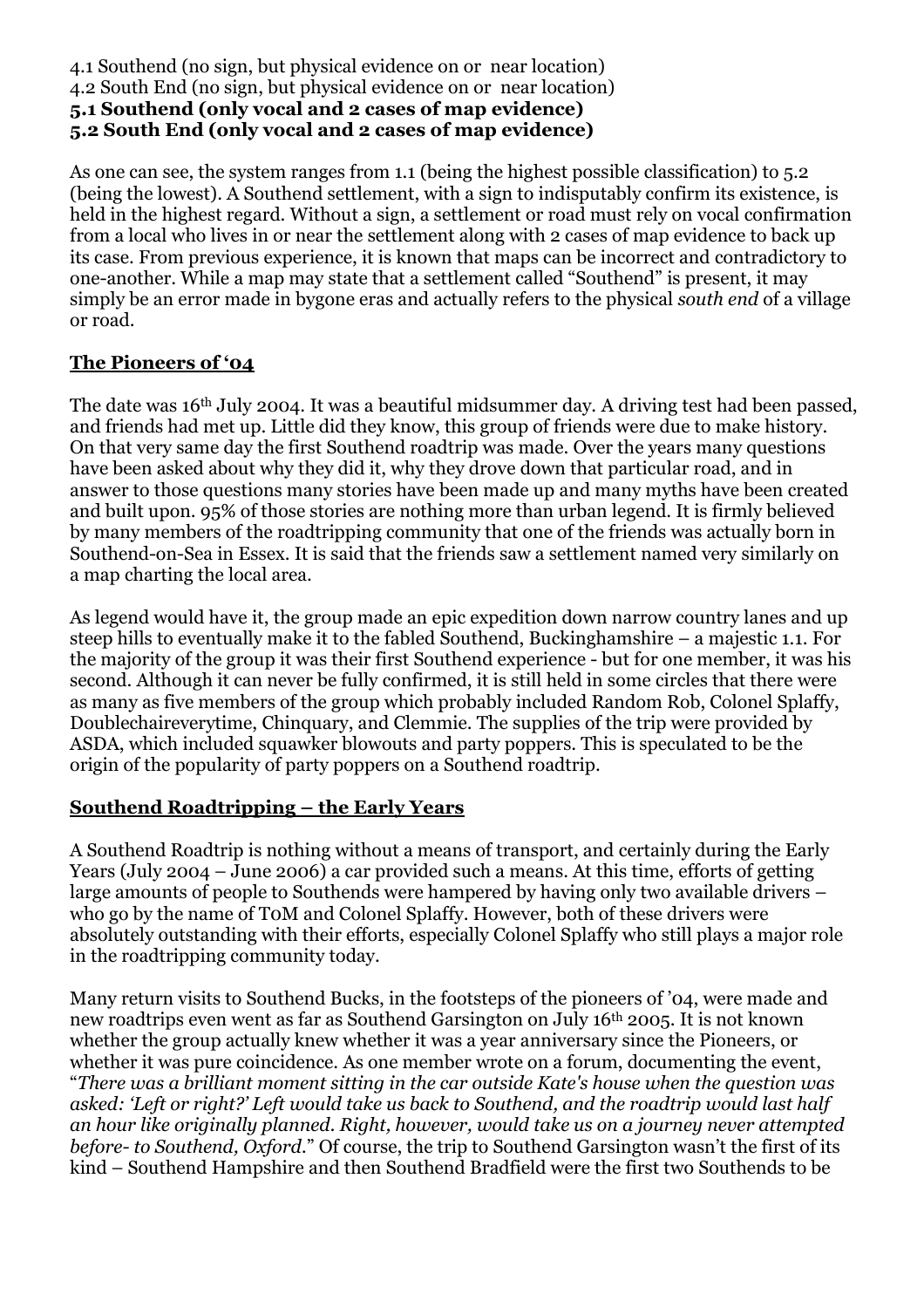4.1 Southend (no sign, but physical evidence on or near location)
4.2 South End (no sign, but physical evidence on or near location)
**5.1 Southend (only vocal and 2 cases of map evidence)**
**5.2 South End (only vocal and 2 cases of map evidence)**

As one can see, the system ranges from 1.1 (being the highest possible classification) to 5.2 (being the lowest). A Southend settlement, with a sign to indisputably confirm its existence, is held in the highest regard. Without a sign, a settlement or road must rely on vocal confirmation from a local who lives in or near the settlement along with 2 cases of map evidence to back up its case. From previous experience, it is known that maps can be incorrect and contradictory to one-another. While a map may state that a settlement called "Southend" is present, it may simply be an error made in bygone eras and actually refers to the physical *south end* of a village or road.

## The Pioneers of '04

The date was 16th July 2004. It was a beautiful midsummer day. A driving test had been passed, and friends had met up. Little did they know, this group of friends were due to make history. On that very same day the first Southend roadtrip was made. Over the years many questions have been asked about why they did it, why they drove down that particular road, and in answer to those questions many stories have been made up and many myths have been created and built upon. 95% of those stories are nothing more than urban legend. It is firmly believed by many members of the roadtripping community that one of the friends was actually born in Southend-on-Sea in Essex. It is said that the friends saw a settlement named very similarly on a map charting the local area.

As legend would have it, the group made an epic expedition down narrow country lanes and up steep hills to eventually make it to the fabled Southend, Buckinghamshire – a majestic 1.1. For the majority of the group it was their first Southend experience - but for one member, it was his second. Although it can never be fully confirmed, it is still held in some circles that there were as many as five members of the group which probably included Random Rob, Colonel Splaffy, Doublechaireverytime, Chinquary, and Clemmie. The supplies of the trip were provided by ASDA, which included squawker blowouts and party poppers. This is speculated to be the origin of the popularity of party poppers on a Southend roadtrip.

## Southend Roadtripping – the Early Years

A Southend Roadtrip is nothing without a means of transport, and certainly during the Early Years (July 2004 – June 2006) a car provided such a means. At this time, efforts of getting large amounts of people to Southends were hampered by having only two available drivers – who go by the name of T0M and Colonel Splaffy. However, both of these drivers were absolutely outstanding with their efforts, especially Colonel Splaffy who still plays a major role in the roadtripping community today.

Many return visits to Southend Bucks, in the footsteps of the pioneers of '04, were made and new roadtrips even went as far as Southend Garsington on July 16th 2005. It is not known whether the group actually knew whether it was a year anniversary since the Pioneers, or whether it was pure coincidence. As one member wrote on a forum, documenting the event, "*There was a brilliant moment sitting in the car outside Kate's house when the question was asked: 'Left or right?' Left would take us back to Southend, and the roadtrip would last half an hour like originally planned. Right, however, would take us on a journey never attempted before- to Southend, Oxford.*" Of course, the trip to Southend Garsington wasn't the first of its kind – Southend Hampshire and then Southend Bradfield were the first two Southends to be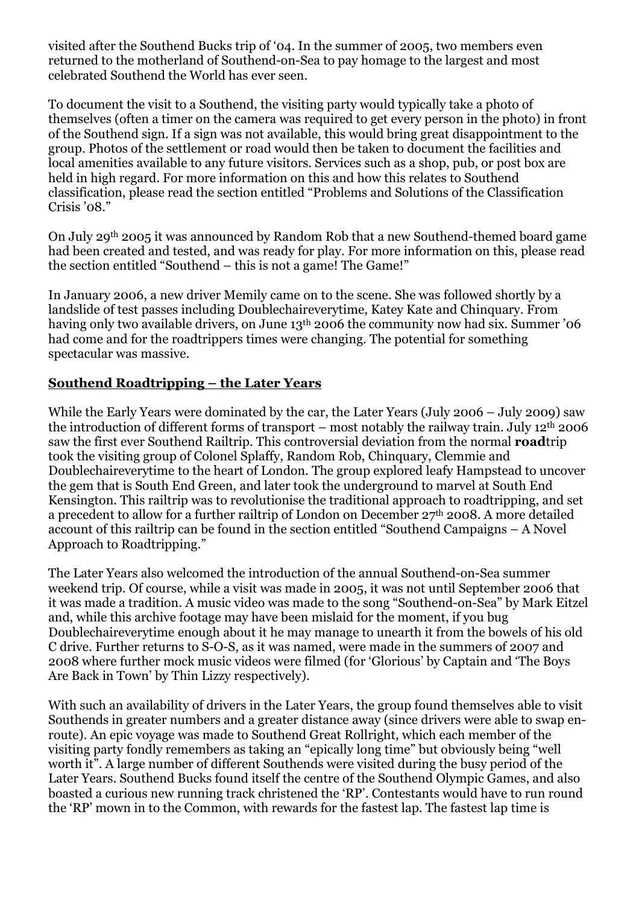visited after the Southend Bucks trip of '04. In the summer of 2005, two members even returned to the motherland of Southend-on-Sea to pay homage to the largest and most celebrated Southend the World has ever seen.

To document the visit to a Southend, the visiting party would typically take a photo of themselves (often a timer on the camera was required to get every person in the photo) in front of the Southend sign. If a sign was not available, this would bring great disappointment to the group. Photos of the settlement or road would then be taken to document the facilities and local amenities available to any future visitors. Services such as a shop, pub, or post box are held in high regard. For more information on this and how this relates to Southend classification, please read the section entitled "Problems and Solutions of the Classification Crisis '08."

On July 29th 2005 it was announced by Random Rob that a new Southend-themed board game had been created and tested, and was ready for play. For more information on this, please read the section entitled "Southend – this is not a game! The Game!"

In January 2006, a new driver Memily came on to the scene. She was followed shortly by a landslide of test passes including Doublechaireverytime, Katey Kate and Chinquary. From having only two available drivers, on June 13th 2006 the community now had six. Summer '06 had come and for the roadtrippers times were changing. The potential for something spectacular was massive.

## Southend Roadtripping – the Later Years

While the Early Years were dominated by the car, the Later Years (July 2006 – July 2009) saw the introduction of different forms of transport – most notably the railway train. July 12th 2006 saw the first ever Southend Railtrip. This controversial deviation from the normal **road**trip took the visiting group of Colonel Splaffy, Random Rob, Chinquary, Clemmie and Doublechaireverytime to the heart of London. The group explored leafy Hampstead to uncover the gem that is South End Green, and later took the underground to marvel at South End Kensington. This railtrip was to revolutionise the traditional approach to roadtripping, and set a precedent to allow for a further railtrip of London on December 27th 2008. A more detailed account of this railtrip can be found in the section entitled "Southend Campaigns – A Novel Approach to Roadtripping."

The Later Years also welcomed the introduction of the annual Southend-on-Sea summer weekend trip. Of course, while a visit was made in 2005, it was not until September 2006 that it was made a tradition. A music video was made to the song "Southend-on-Sea" by Mark Eitzel and, while this archive footage may have been mislaid for the moment, if you bug Doublechaireverytime enough about it he may manage to unearth it from the bowels of his old C drive. Further returns to S-O-S, as it was named, were made in the summers of 2007 and 2008 where further mock music videos were filmed (for 'Glorious' by Captain and 'The Boys Are Back in Town' by Thin Lizzy respectively).

With such an availability of drivers in the Later Years, the group found themselves able to visit Southends in greater numbers and a greater distance away (since drivers were able to swap en-route). An epic voyage was made to Southend Great Rollright, which each member of the visiting party fondly remembers as taking an "epically long time" but obviously being "well worth it". A large number of different Southends were visited during the busy period of the Later Years. Southend Bucks found itself the centre of the Southend Olympic Games, and also boasted a curious new running track christened the 'RP'. Contestants would have to run round the 'RP' mown in to the Common, with rewards for the fastest lap. The fastest lap time is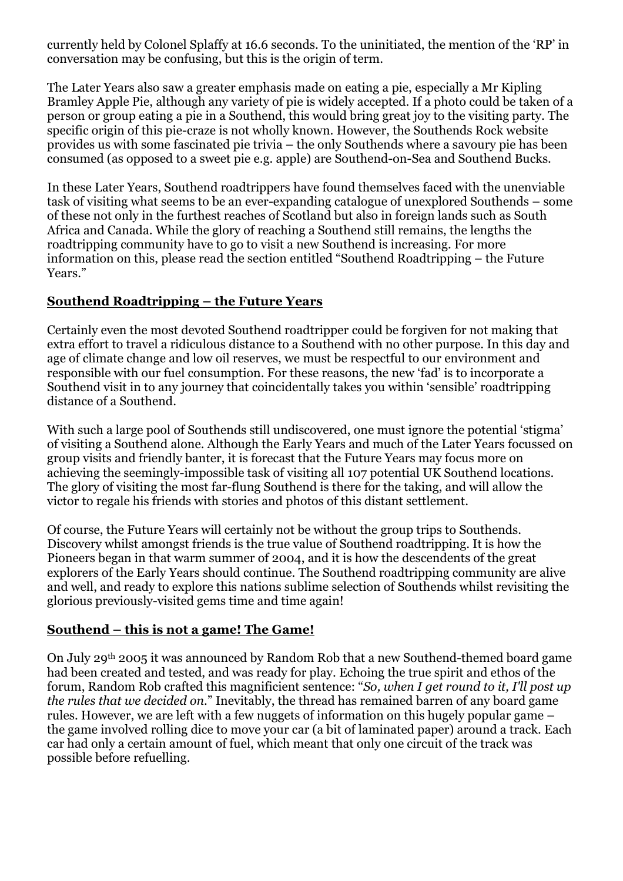currently held by Colonel Splaffy at 16.6 seconds. To the uninitiated, the mention of the 'RP' in conversation may be confusing, but this is the origin of term.

The Later Years also saw a greater emphasis made on eating a pie, especially a Mr Kipling Bramley Apple Pie, although any variety of pie is widely accepted. If a photo could be taken of a person or group eating a pie in a Southend, this would bring great joy to the visiting party. The specific origin of this pie-craze is not wholly known. However, the Southends Rock website provides us with some fascinated pie trivia – the only Southends where a savoury pie has been consumed (as opposed to a sweet pie e.g. apple) are Southend-on-Sea and Southend Bucks.

In these Later Years, Southend roadtrippers have found themselves faced with the unenviable task of visiting what seems to be an ever-expanding catalogue of unexplored Southends – some of these not only in the furthest reaches of Scotland but also in foreign lands such as South Africa and Canada. While the glory of reaching a Southend still remains, the lengths the roadtripping community have to go to visit a new Southend is increasing. For more information on this, please read the section entitled "Southend Roadtripping – the Future Years."

## Southend Roadtripping – the Future Years

Certainly even the most devoted Southend roadtripper could be forgiven for not making that extra effort to travel a ridiculous distance to a Southend with no other purpose. In this day and age of climate change and low oil reserves, we must be respectful to our environment and responsible with our fuel consumption. For these reasons, the new 'fad' is to incorporate a Southend visit in to any journey that coincidentally takes you within 'sensible' roadtripping distance of a Southend.

With such a large pool of Southends still undiscovered, one must ignore the potential 'stigma' of visiting a Southend alone. Although the Early Years and much of the Later Years focussed on group visits and friendly banter, it is forecast that the Future Years may focus more on achieving the seemingly-impossible task of visiting all 107 potential UK Southend locations. The glory of visiting the most far-flung Southend is there for the taking, and will allow the victor to regale his friends with stories and photos of this distant settlement.

Of course, the Future Years will certainly not be without the group trips to Southends. Discovery whilst amongst friends is the true value of Southend roadtripping. It is how the Pioneers began in that warm summer of 2004, and it is how the descendents of the great explorers of the Early Years should continue. The Southend roadtripping community are alive and well, and ready to explore this nations sublime selection of Southends whilst revisiting the glorious previously-visited gems time and time again!

## Southend – this is not a game! The Game!

On July 29th 2005 it was announced by Random Rob that a new Southend-themed board game had been created and tested, and was ready for play. Echoing the true spirit and ethos of the forum, Random Rob crafted this magnificient sentence: "*So, when I get round to it, I'll post up the rules that we decided on.*" Inevitably, the thread has remained barren of any board game rules. However, we are left with a few nuggets of information on this hugely popular game – the game involved rolling dice to move your car (a bit of laminated paper) around a track. Each car had only a certain amount of fuel, which meant that only one circuit of the track was possible before refuelling.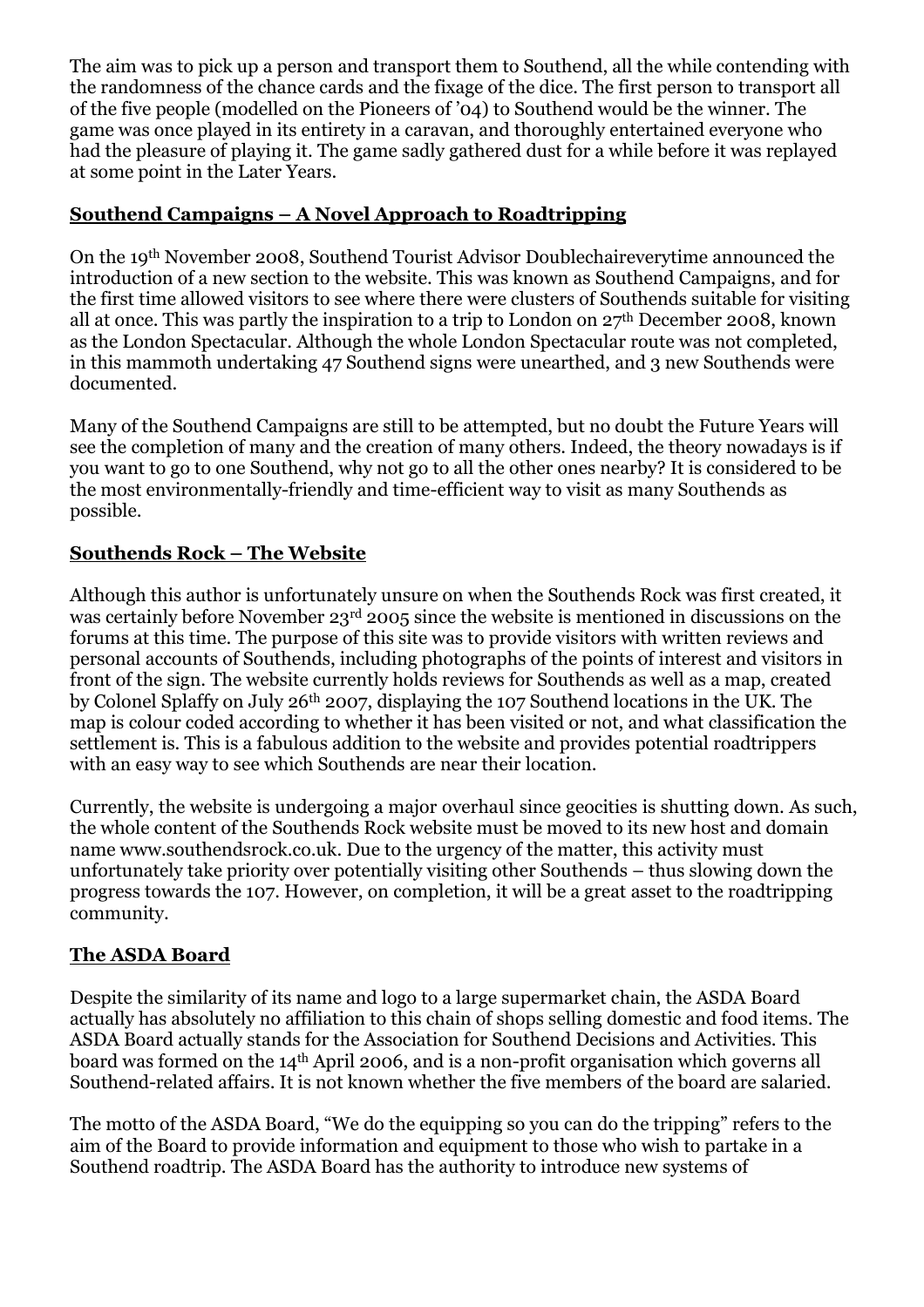The aim was to pick up a person and transport them to Southend, all the while contending with the randomness of the chance cards and the fixage of the dice. The first person to transport all of the five people (modelled on the Pioneers of '04) to Southend would be the winner. The game was once played in its entirety in a caravan, and thoroughly entertained everyone who had the pleasure of playing it. The game sadly gathered dust for a while before it was replayed at some point in the Later Years.

## Southend Campaigns – A Novel Approach to Roadtripping

On the 19th November 2008, Southend Tourist Advisor Doublechaireverytime announced the introduction of a new section to the website. This was known as Southend Campaigns, and for the first time allowed visitors to see where there were clusters of Southends suitable for visiting all at once. This was partly the inspiration to a trip to London on 27th December 2008, known as the London Spectacular. Although the whole London Spectacular route was not completed, in this mammoth undertaking 47 Southend signs were unearthed, and 3 new Southends were documented.

Many of the Southend Campaigns are still to be attempted, but no doubt the Future Years will see the completion of many and the creation of many others. Indeed, the theory nowadays is if you want to go to one Southend, why not go to all the other ones nearby? It is considered to be the most environmentally-friendly and time-efficient way to visit as many Southends as possible.

## Southends Rock – The Website

Although this author is unfortunately unsure on when the Southends Rock was first created, it was certainly before November 23rd 2005 since the website is mentioned in discussions on the forums at this time. The purpose of this site was to provide visitors with written reviews and personal accounts of Southends, including photographs of the points of interest and visitors in front of the sign. The website currently holds reviews for Southends as well as a map, created by Colonel Splaffy on July 26th 2007, displaying the 107 Southend locations in the UK. The map is colour coded according to whether it has been visited or not, and what classification the settlement is. This is a fabulous addition to the website and provides potential roadtrippers with an easy way to see which Southends are near their location.

Currently, the website is undergoing a major overhaul since geocities is shutting down. As such, the whole content of the Southends Rock website must be moved to its new host and domain name www.southendsrock.co.uk. Due to the urgency of the matter, this activity must unfortunately take priority over potentially visiting other Southends – thus slowing down the progress towards the 107. However, on completion, it will be a great asset to the roadtripping community.

## The ASDA Board

Despite the similarity of its name and logo to a large supermarket chain, the ASDA Board actually has absolutely no affiliation to this chain of shops selling domestic and food items. The ASDA Board actually stands for the Association for Southend Decisions and Activities. This board was formed on the 14th April 2006, and is a non-profit organisation which governs all Southend-related affairs. It is not known whether the five members of the board are salaried.

The motto of the ASDA Board, "We do the equipping so you can do the tripping" refers to the aim of the Board to provide information and equipment to those who wish to partake in a Southend roadtrip. The ASDA Board has the authority to introduce new systems of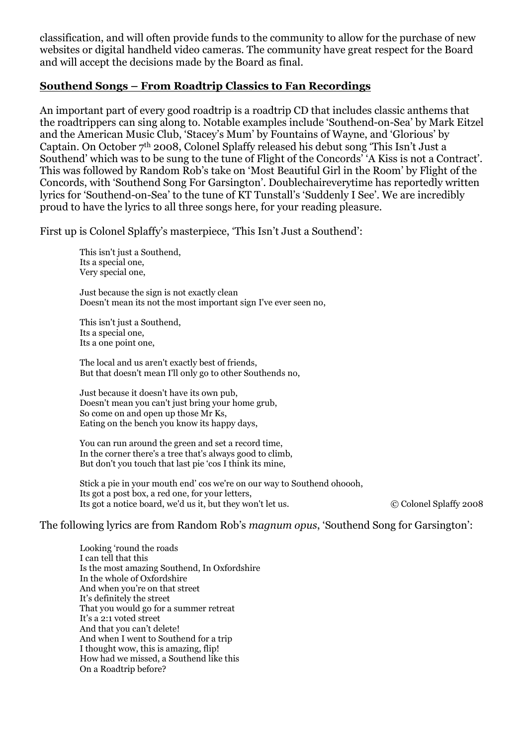classification, and will often provide funds to the community to allow for the purchase of new websites or digital handheld video cameras. The community have great respect for the Board and will accept the decisions made by the Board as final.

## **Southend Songs – From Roadtrip Classics to Fan Recordings**

An important part of every good roadtrip is a roadtrip CD that includes classic anthems that the roadtrippers can sing along to. Notable examples include 'Southend-on-Sea' by Mark Eitzel and the American Music Club, 'Stacey's Mum' by Fountains of Wayne, and 'Glorious' by Captain. On October 7th 2008, Colonel Splaffy released his debut song 'This Isn't Just a Southend' which was to be sung to the tune of Flight of the Concords' 'A Kiss is not a Contract'. This was followed by Random Rob's take on 'Most Beautiful Girl in the Room' by Flight of the Concords, with 'Southend Song For Garsington'. Doublechaireverytime has reportedly written lyrics for 'Southend-on-Sea' to the tune of KT Tunstall's 'Suddenly I See'. We are incredibly proud to have the lyrics to all three songs here, for your reading pleasure.

First up is Colonel Splaffy's masterpiece, 'This Isn't Just a Southend':

> This isn't just a Southend,
> Its a special one,
> Very special one,
>
> Just because the sign is not exactly clean
> Doesn't mean its not the most important sign I've ever seen no,
>
> This isn't just a Southend,
> Its a special one,
> Its a one point one,
>
> The local and us aren't exactly best of friends,
> But that doesn't mean I'll only go to other Southends no,
>
> Just because it doesn't have its own pub,
> Doesn't mean you can't just bring your home grub,
> So come on and open up those Mr Ks,
> Eating on the bench you know its happy days,
>
> You can run around the green and set a record time,
> In the corner there's a tree that's always good to climb,
> But don't you touch that last pie 'cos I think its mine,
>
> Stick a pie in your mouth end' cos we're on our way to Southend ohoooh,
> Its got a post box, a red one, for your letters,
> Its got a notice board, we'd us it, but they won't let us.

© Colonel Splaffy 2008

The following lyrics are from Random Rob's *magnum opus*, 'Southend Song for Garsington':

> Looking 'round the roads
> I can tell that this
> Is the most amazing Southend, In Oxfordshire
> In the whole of Oxfordshire
> And when you're on that street
> It's definitely the street
> That you would go for a summer retreat
> It's a 2:1 voted street
> And that you can't delete!
> And when I went to Southend for a trip
> I thought wow, this is amazing, flip!
> How had we missed, a Southend like this
> On a Roadtrip before?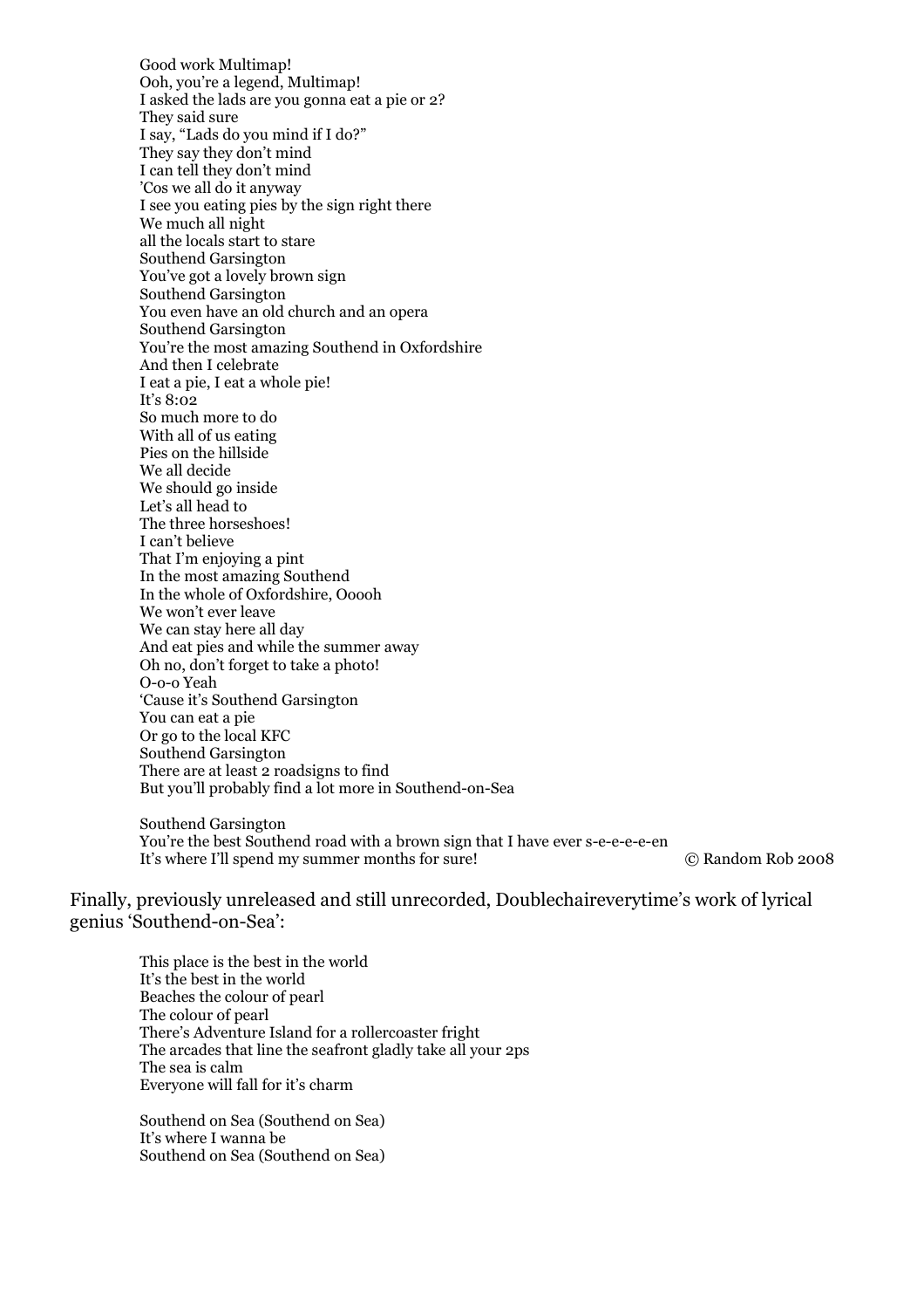Good work Multimap!
Ooh, you're a legend, Multimap!
I asked the lads are you gonna eat a pie or 2?
They said sure
I say, "Lads do you mind if I do?"
They say they don't mind
I can tell they don't mind
'Cos we all do it anyway
I see you eating pies by the sign right there
We much all night
all the locals start to stare
Southend Garsington
You've got a lovely brown sign
Southend Garsington
You even have an old church and an opera
Southend Garsington
You're the most amazing Southend in Oxfordshire
And then I celebrate
I eat a pie, I eat a whole pie!
It's 8:02
So much more to do
With all of us eating
Pies on the hillside
We all decide
We should go inside
Let's all head to
The three horseshoes!
I can't believe
That I'm enjoying a pint
In the most amazing Southend
In the whole of Oxfordshire, Ooooh
We won't ever leave
We can stay here all day
And eat pies and while the summer away
Oh no, don't forget to take a photo!
O-o-o Yeah
'Cause it's Southend Garsington
You can eat a pie
Or go to the local KFC
Southend Garsington
There are at least 2 roadsigns to find
But you'll probably find a lot more in Southend-on-Sea

Southend Garsington
You're the best Southend road with a brown sign that I have ever s-e-e-e-e-en
It's where I'll spend my summer months for sure!

© Random Rob 2008

Finally, previously unreleased and still unrecorded, Doublechaireverytime's work of lyrical genius 'Southend-on-Sea':

This place is the best in the world
It's the best in the world
Beaches the colour of pearl
The colour of pearl
There's Adventure Island for a rollercoaster fright
The arcades that line the seafront gladly take all your 2ps
The sea is calm
Everyone will fall for it's charm

Southend on Sea (Southend on Sea)
It's where I wanna be
Southend on Sea (Southend on Sea)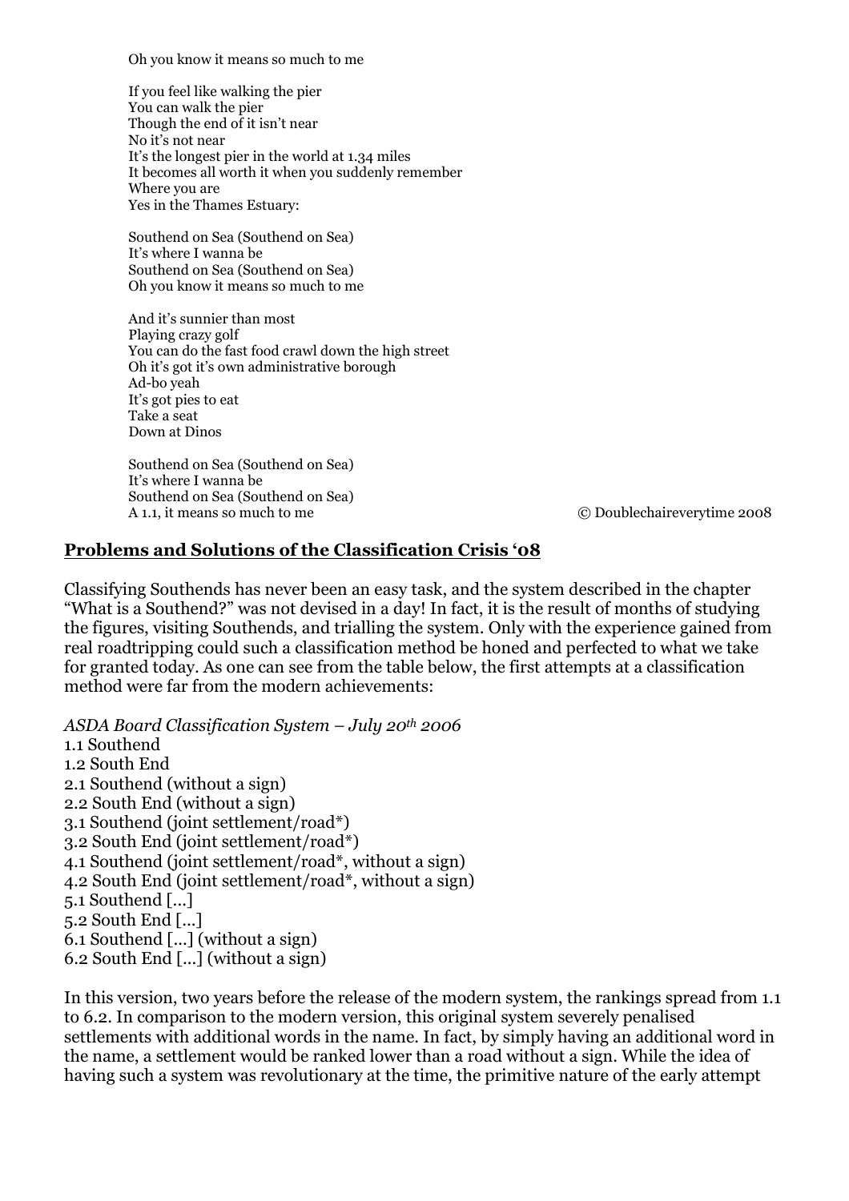Oh you know it means so much to me

If you feel like walking the pier
You can walk the pier
Though the end of it isn't near
No it's not near
It's the longest pier in the world at 1.34 miles
It becomes all worth it when you suddenly remember
Where you are
Yes in the Thames Estuary:

Southend on Sea (Southend on Sea)
It's where I wanna be
Southend on Sea (Southend on Sea)
Oh you know it means so much to me

And it's sunnier than most
Playing crazy golf
You can do the fast food crawl down the high street
Oh it's got it's own administrative borough
Ad-bo yeah
It's got pies to eat
Take a seat
Down at Dinos

Southend on Sea (Southend on Sea)
It's where I wanna be
Southend on Sea (Southend on Sea)
A 1.1, it means so much to me

© Doublechaireverytime 2008

## Problems and Solutions of the Classification Crisis '08

Classifying Southends has never been an easy task, and the system described in the chapter "What is a Southend?" was not devised in a day! In fact, it is the result of months of studying the figures, visiting Southends, and trialling the system. Only with the experience gained from real roadtripping could such a classification method be honed and perfected to what we take for granted today. As one can see from the table below, the first attempts at a classification method were far from the modern achievements:

*ASDA Board Classification System – July 20th 2006*

1.1 Southend
1.2 South End
2.1 Southend (without a sign)
2.2 South End (without a sign)
3.1 Southend (joint settlement/road*)
3.2 South End (joint settlement/road*)
4.1 Southend (joint settlement/road*, without a sign)
4.2 South End (joint settlement/road*, without a sign)
5.1 Southend […]
5.2 South End […]
6.1 Southend […] (without a sign)
6.2 South End […] (without a sign)

In this version, two years before the release of the modern system, the rankings spread from 1.1 to 6.2. In comparison to the modern version, this original system severely penalised settlements with additional words in the name. In fact, by simply having an additional word in the name, a settlement would be ranked lower than a road without a sign. While the idea of having such a system was revolutionary at the time, the primitive nature of the early attempt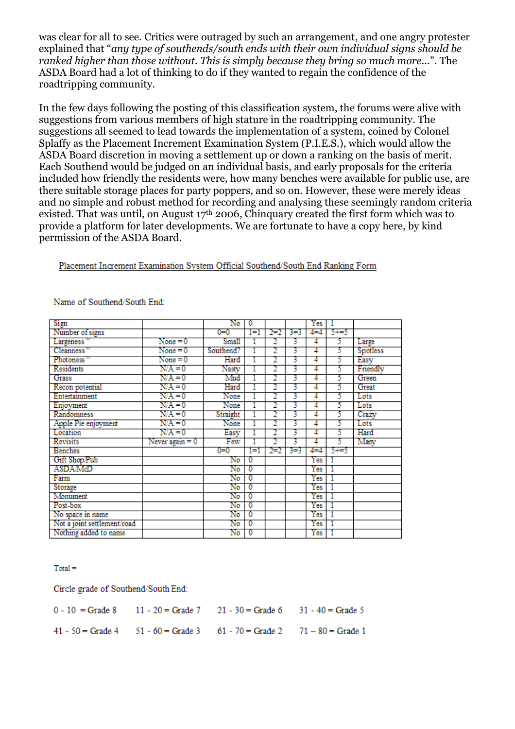was clear for all to see. Critics were outraged by such an arrangement, and one angry protester explained that "*any type of southends/south ends with their own individual signs should be ranked higher than those without. This is simply because they bring so much more...*". The ASDA Board had a lot of thinking to do if they wanted to regain the confidence of the roadtripping community.

In the few days following the posting of this classification system, the forums were alive with suggestions from various members of high stature in the roadtripping community. The suggestions all seemed to lead towards the implementation of a system, coined by Colonel Splaffy as the Placement Increment Examination System (P.I.E.S.), which would allow the ASDA Board discretion in moving a settlement up or down a ranking on the basis of merit. Each Southend would be judged on an individual basis, and early proposals for the criteria included how friendly the residents were, how many benches were available for public use, are there suitable storage places for party poppers, and so on. However, these were merely ideas and no simple and robust method for recording and analysing these seemingly random criteria existed. That was until, on August 17th 2006, Chinquary created the first form which was to provide a platform for later developments. We are fortunate to have a copy here, by kind permission of the ASDA Board.

Placement Increment Examination System Official Southend/South End Ranking Form

Name of Southend/South End:

| | | | | | | | | |
|---|---|---|---|---|---|---|---|---|
| Sign | | No | 0 | | | Yes | 1 | |
| Number of signs | | 0=0 | 1=1 | 2=2 | 3=3 | 4=4 | 5+=5 | |
| Largeness ** | None = 0 | Small | 1 | 2 | 3 | 4 | 5 | Large |
| Cleanness ** | None = 0 | Southend? | 1 | 2 | 3 | 4 | 5 | Spotless |
| Photoness ** | None = 0 | Hard | 1 | 2 | 3 | 4 | 5 | Easy |
| Residents | N/A = 0 | Nasty | 1 | 2 | 3 | 4 | 5 | Friendly |
| Grass | N/A = 0 | Mud | 1 | 2 | 3 | 4 | 5 | Green |
| Recon potential | N/A = 0 | Hard | 1 | 2 | 3 | 4 | 5 | Great |
| Entertainment | N/A = 0 | None | 1 | 2 | 3 | 4 | 5 | Lots |
| Enjoyment | N/A = 0 | None | 1 | 2 | 3 | 4 | 5 | Lots |
| Randomness | N/A = 0 | Straight | 1 | 2 | 3 | 4 | 5 | Crazy |
| Apple Pie enjoyment | N/A = 0 | None | 1 | 2 | 3 | 4 | 5 | Lots |
| Location | N/A = 0 | Easy | 1 | 2 | 3 | 4 | 5 | Hard |
| Revisits | Never again = 0 | Few | 1 | 2 | 3 | 4 | 5 | Many |
| Benches | | 0=0 | 1=1 | 2=2 | 3=3 | 4=4 | 5+=5 | |
| Gift Shop/Pub | | No | 0 | | | Yes | 1 | |
| ASDA/McD | | No | 0 | | | Yes | 1 | |
| Farm | | No | 0 | | | Yes | 1 | |
| Storage | | No | 0 | | | Yes | 1 | |
| Monument | | No | 0 | | | Yes | 1 | |
| Post-box | | No | 0 | | | Yes | 1 | |
| No space in name | | No | 0 | | | Yes | 1 | |
| Not a joint settlement/road | | No | 0 | | | Yes | 1 | |
| Nothing added to name | | No | 0 | | | Yes | 1 | |

Total =

Circle grade of Southend/South End:

0 - 10 = Grade 8 &nbsp;&nbsp; 11 - 20 = Grade 7 &nbsp;&nbsp; 21 - 30 = Grade 6 &nbsp;&nbsp; 31 - 40 = Grade 5

41 - 50 = Grade 4 &nbsp;&nbsp; 51 - 60 = Grade 3 &nbsp;&nbsp; 61 - 70 = Grade 2 &nbsp;&nbsp; 71 – 80 = Grade 1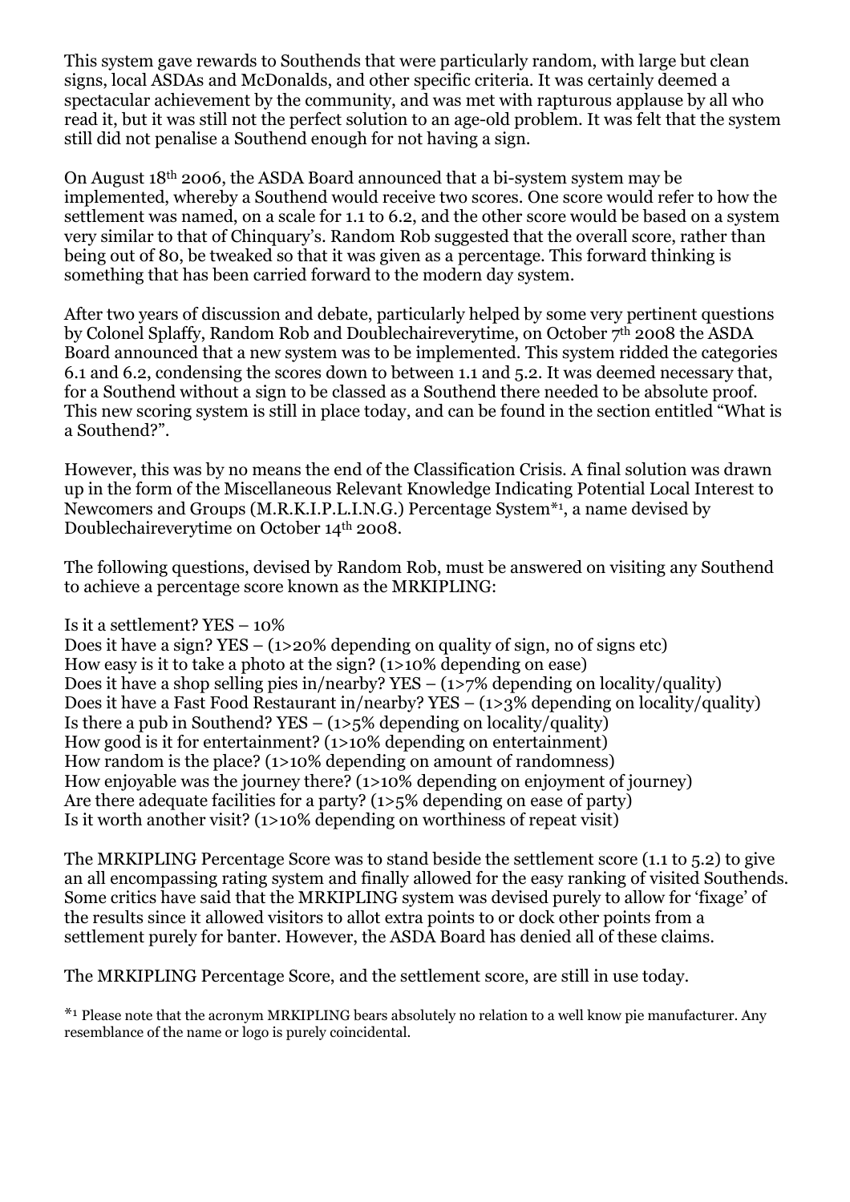This system gave rewards to Southends that were particularly random, with large but clean signs, local ASDAs and McDonalds, and other specific criteria. It was certainly deemed a spectacular achievement by the community, and was met with rapturous applause by all who read it, but it was still not the perfect solution to an age-old problem. It was felt that the system still did not penalise a Southend enough for not having a sign.

On August 18th 2006, the ASDA Board announced that a bi-system system may be implemented, whereby a Southend would receive two scores. One score would refer to how the settlement was named, on a scale for 1.1 to 6.2, and the other score would be based on a system very similar to that of Chinquary's. Random Rob suggested that the overall score, rather than being out of 80, be tweaked so that it was given as a percentage. This forward thinking is something that has been carried forward to the modern day system.

After two years of discussion and debate, particularly helped by some very pertinent questions by Colonel Splaffy, Random Rob and Doublechaireverytime, on October 7th 2008 the ASDA Board announced that a new system was to be implemented. This system ridded the categories 6.1 and 6.2, condensing the scores down to between 1.1 and 5.2. It was deemed necessary that, for a Southend without a sign to be classed as a Southend there needed to be absolute proof. This new scoring system is still in place today, and can be found in the section entitled "What is a Southend?".

However, this was by no means the end of the Classification Crisis. A final solution was drawn up in the form of the Miscellaneous Relevant Knowledge Indicating Potential Local Interest to Newcomers and Groups (M.R.K.I.P.L.I.N.G.) Percentage System*[1], a name devised by Doublechaireverytime on October 14th 2008.

The following questions, devised by Random Rob, must be answered on visiting any Southend to achieve a percentage score known as the MRKIPLING:

Is it a settlement? YES – 10%
Does it have a sign? YES – (1>20% depending on quality of sign, no of signs etc)
How easy is it to take a photo at the sign? (1>10% depending on ease)
Does it have a shop selling pies in/nearby? YES – (1>7% depending on locality/quality)
Does it have a Fast Food Restaurant in/nearby? YES – (1>3% depending on locality/quality)
Is there a pub in Southend? YES – (1>5% depending on locality/quality)
How good is it for entertainment? (1>10% depending on entertainment)
How random is the place? (1>10% depending on amount of randomness)
How enjoyable was the journey there? (1>10% depending on enjoyment of journey)
Are there adequate facilities for a party? (1>5% depending on ease of party)
Is it worth another visit? (1>10% depending on worthiness of repeat visit)

The MRKIPLING Percentage Score was to stand beside the settlement score (1.1 to 5.2) to give an all encompassing rating system and finally allowed for the easy ranking of visited Southends. Some critics have said that the MRKIPLING system was devised purely to allow for 'fixage' of the results since it allowed visitors to allot extra points to or dock other points from a settlement purely for banter. However, the ASDA Board has denied all of these claims.

The MRKIPLING Percentage Score, and the settlement score, are still in use today.

*[1] Please note that the acronym MRKIPLING bears absolutely no relation to a well know pie manufacturer. Any resemblance of the name or logo is purely coincidental.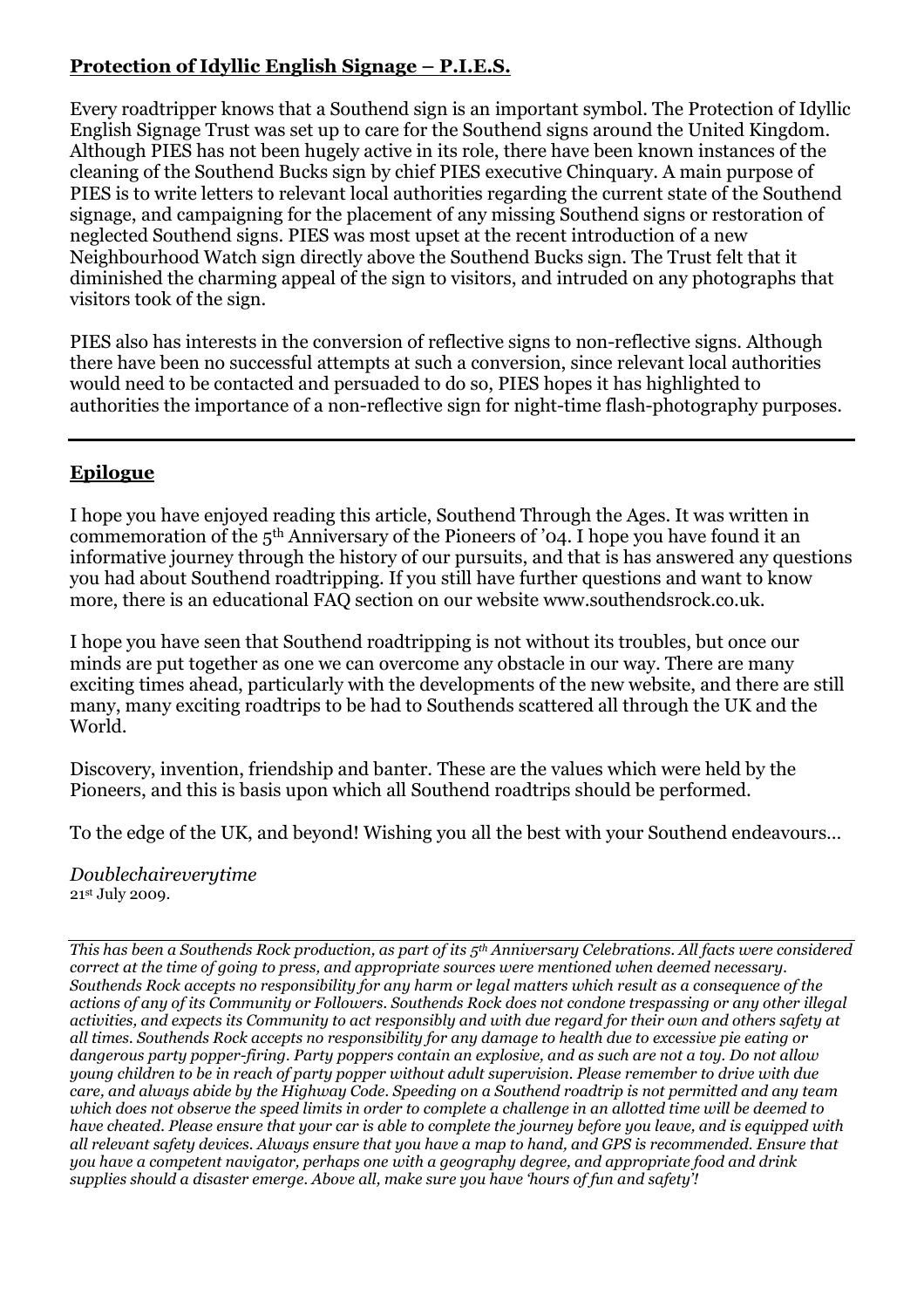## **Protection of Idyllic English Signage – P.I.E.S.**

Every roadtripper knows that a Southend sign is an important symbol. The Protection of Idyllic English Signage Trust was set up to care for the Southend signs around the United Kingdom. Although PIES has not been hugely active in its role, there have been known instances of the cleaning of the Southend Bucks sign by chief PIES executive Chinquary. A main purpose of PIES is to write letters to relevant local authorities regarding the current state of the Southend signage, and campaigning for the placement of any missing Southend signs or restoration of neglected Southend signs. PIES was most upset at the recent introduction of a new Neighbourhood Watch sign directly above the Southend Bucks sign. The Trust felt that it diminished the charming appeal of the sign to visitors, and intruded on any photographs that visitors took of the sign.

PIES also has interests in the conversion of reflective signs to non-reflective signs. Although there have been no successful attempts at such a conversion, since relevant local authorities would need to be contacted and persuaded to do so, PIES hopes it has highlighted to authorities the importance of a non-reflective sign for night-time flash-photography purposes.

---

## **Epilogue**

I hope you have enjoyed reading this article, Southend Through the Ages. It was written in commemoration of the 5th Anniversary of the Pioneers of '04. I hope you have found it an informative journey through the history of our pursuits, and that is has answered any questions you had about Southend roadtripping. If you still have further questions and want to know more, there is an educational FAQ section on our website www.southendsrock.co.uk.

I hope you have seen that Southend roadtripping is not without its troubles, but once our minds are put together as one we can overcome any obstacle in our way. There are many exciting times ahead, particularly with the developments of the new website, and there are still many, many exciting roadtrips to be had to Southends scattered all through the UK and the World.

Discovery, invention, friendship and banter. These are the values which were held by the Pioneers, and this is basis upon which all Southend roadtrips should be performed.

To the edge of the UK, and beyond! Wishing you all the best with your Southend endeavours…

*Doublechaireverytime*
21st July 2009.

---

*This has been a Southends Rock production, as part of its 5th Anniversary Celebrations. All facts were considered correct at the time of going to press, and appropriate sources were mentioned when deemed necessary. Southends Rock accepts no responsibility for any harm or legal matters which result as a consequence of the actions of any of its Community or Followers. Southends Rock does not condone trespassing or any other illegal activities, and expects its Community to act responsibly and with due regard for their own and others safety at all times. Southends Rock accepts no responsibility for any damage to health due to excessive pie eating or dangerous party popper-firing. Party poppers contain an explosive, and as such are not a toy. Do not allow young children to be in reach of party popper without adult supervision. Please remember to drive with due care, and always abide by the Highway Code. Speeding on a Southend roadtrip is not permitted and any team which does not observe the speed limits in order to complete a challenge in an allotted time will be deemed to have cheated. Please ensure that your car is able to complete the journey before you leave, and is equipped with all relevant safety devices. Always ensure that you have a map to hand, and GPS is recommended. Ensure that you have a competent navigator, perhaps one with a geography degree, and appropriate food and drink supplies should a disaster emerge. Above all, make sure you have 'hours of fun and safety'!*